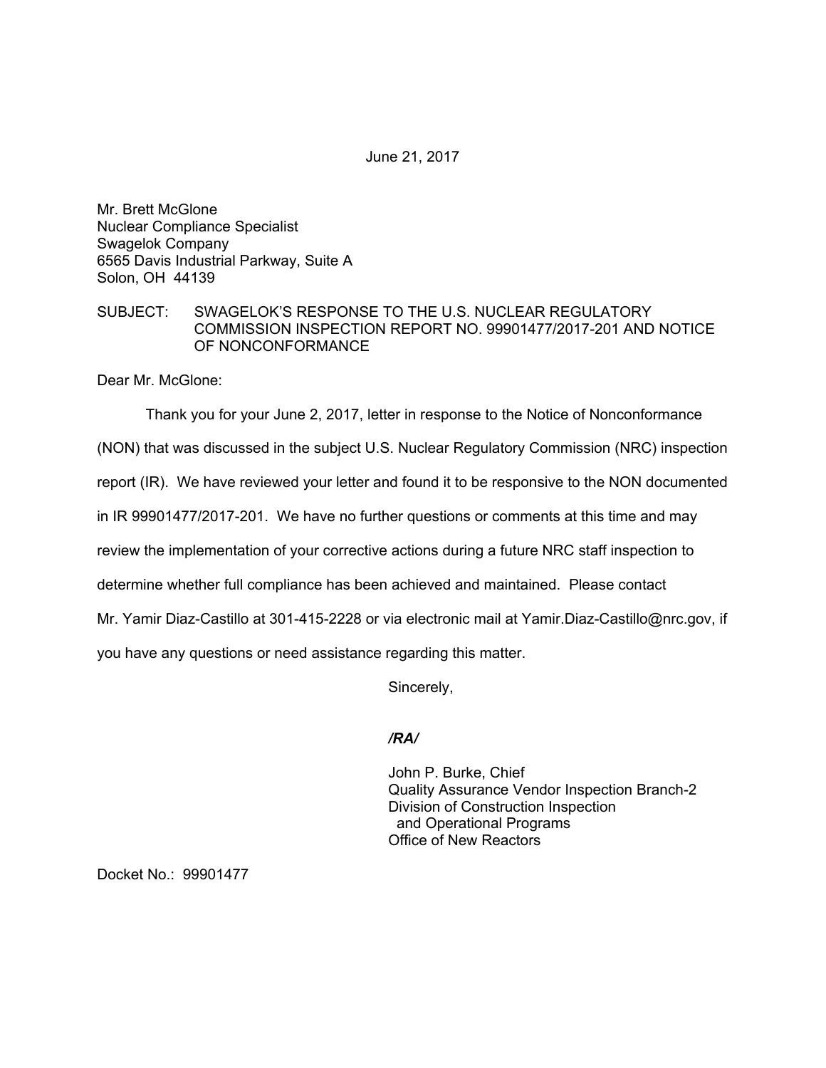June 21, 2017

Mr. Brett McGlone
Nuclear Compliance Specialist
Swagelok Company
6565 Davis Industrial Parkway, Suite A
Solon, OH 44139

SUBJECT: SWAGELOK'S RESPONSE TO THE U.S. NUCLEAR REGULATORY COMMISSION INSPECTION REPORT NO. 99901477/2017-201 AND NOTICE OF NONCONFORMANCE

Dear Mr. McGlone:

Thank you for your June 2, 2017, letter in response to the Notice of Nonconformance (NON) that was discussed in the subject U.S. Nuclear Regulatory Commission (NRC) inspection report (IR). We have reviewed your letter and found it to be responsive to the NON documented in IR 99901477/2017-201. We have no further questions or comments at this time and may review the implementation of your corrective actions during a future NRC staff inspection to determine whether full compliance has been achieved and maintained. Please contact Mr. Yamir Diaz-Castillo at 301-415-2228 or via electronic mail at Yamir.Diaz-Castillo@nrc.gov, if you have any questions or need assistance regarding this matter.

Sincerely,

***/RA/***

John P. Burke, Chief
Quality Assurance Vendor Inspection Branch-2
Division of Construction Inspection
and Operational Programs
Office of New Reactors

Docket No.: 99901477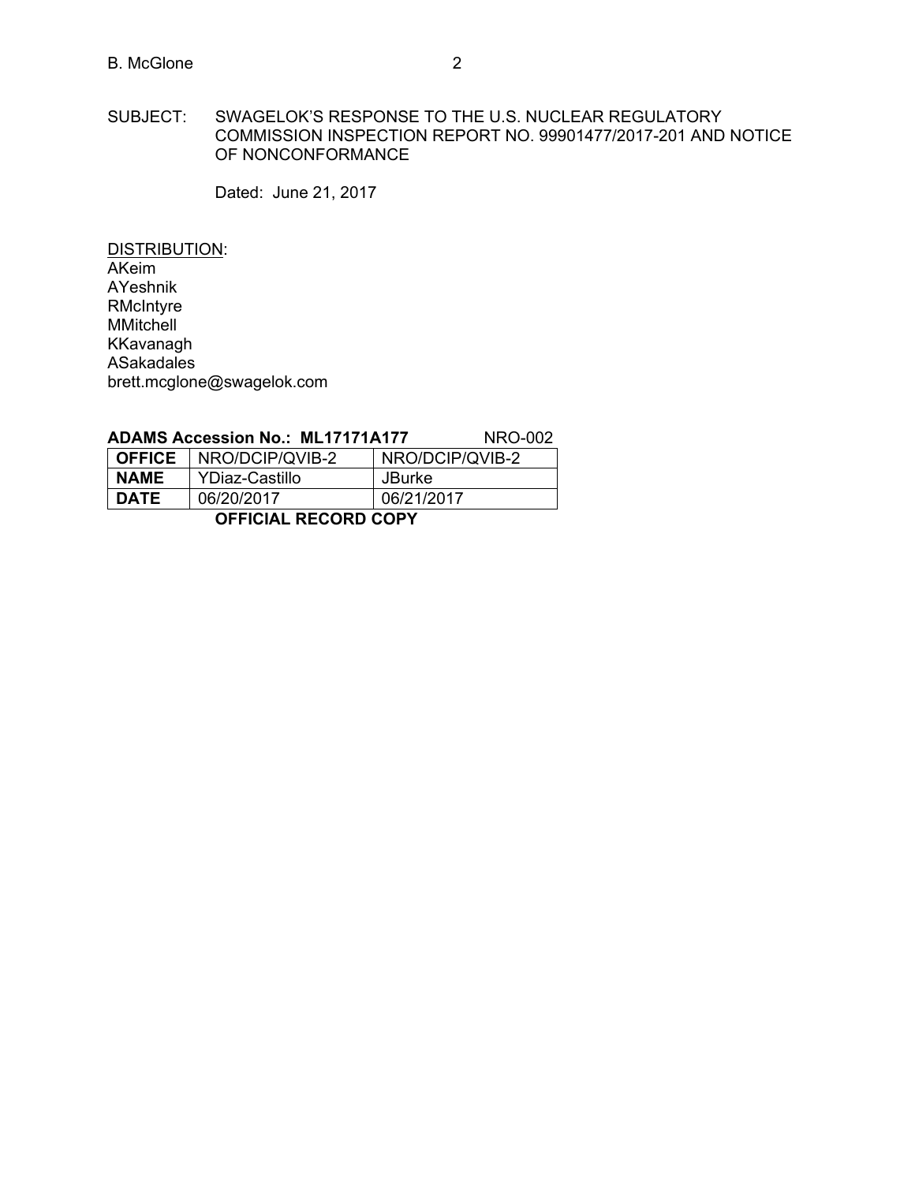SUBJECT: SWAGELOK'S RESPONSE TO THE U.S. NUCLEAR REGULATORY COMMISSION INSPECTION REPORT NO. 99901477/2017-201 AND NOTICE OF NONCONFORMANCE

Dated: June 21, 2017

DISTRIBUTION:
AKeim
AYeshnik
RMcIntyre
MMitchell
KKavanagh
ASakadales
brett.mcglone@swagelok.com

**ADAMS Accession No.: ML17171A177** NRO-002

| | | |
|---|---|---|
| **OFFICE** | NRO/DCIP/QVIB-2 | NRO/DCIP/QVIB-2 |
| **NAME** | YDiaz-Castillo | JBurke |
| **DATE** | 06/20/2017 | 06/21/2017 |

**OFFICIAL RECORD COPY**